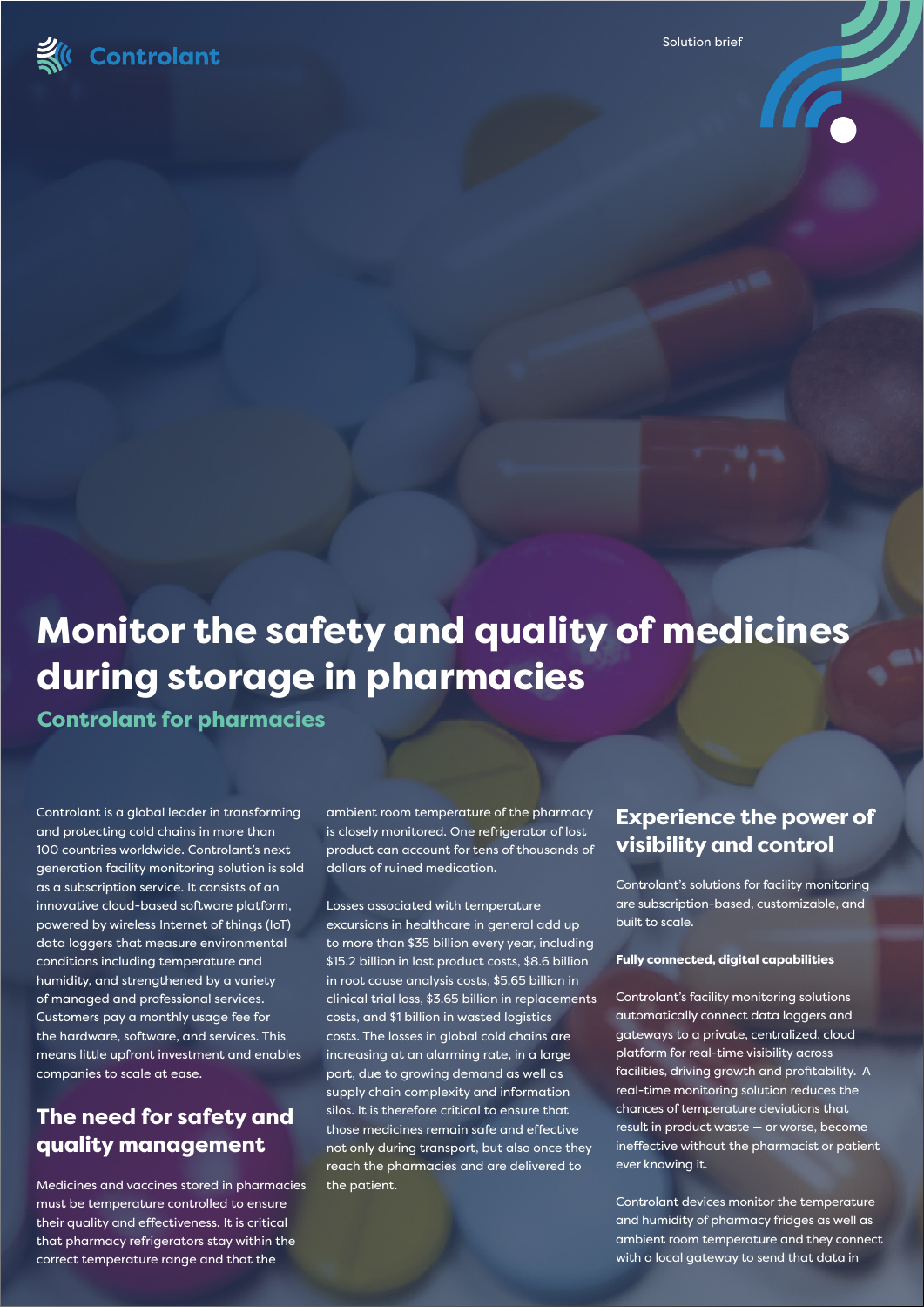Controlant

Solution brief

# Monitor the safety and quality of medicines during storage in pharmacies

## Controlant for pharmacies

Controlant is a global leader in transforming and protecting cold chains in more than 100 countries worldwide. Controlant's next generation facility monitoring solution is sold as a subscription service. It consists of an innovative cloud-based software platform, powered by wireless Internet of things (IoT) data loggers that measure environmental conditions including temperature and humidity, and strengthened by a variety of managed and professional services. Customers pay a monthly usage fee for the hardware, software, and services. This means little upfront investment and enables companies to scale at ease.

## The need for safety and quality management

Medicines and vaccines stored in pharmacies must be temperature controlled to ensure their quality and effectiveness. It is critical that pharmacy refrigerators stay within the correct temperature range and that the ambient room temperature of the pharmacy is closely monitored. One refrigerator of lost product can account for tens of thousands of dollars of ruined medication.

Losses associated with temperature excursions in healthcare in general add up to more than $35 billion every year, including $15.2 billion in lost product costs, $8.6 billion in root cause analysis costs, $5.65 billion in clinical trial loss, $3.65 billion in replacements costs, and $1 billion in wasted logistics costs. The losses in global cold chains are increasing at an alarming rate, in a large part, due to growing demand as well as supply chain complexity and information silos. It is therefore critical to ensure that those medicines remain safe and effective not only during transport, but also once they reach the pharmacies and are delivered to the patient.

## Experience the power of visibility and control

Controlant's solutions for facility monitoring are subscription-based, customizable, and built to scale.

**Fully connected, digital capabilities**

Controlant's facility monitoring solutions automatically connect data loggers and gateways to a private, centralized, cloud platform for real-time visibility across facilities, driving growth and profitability. A real-time monitoring solution reduces the chances of temperature deviations that result in product waste — or worse, become ineffective without the pharmacist or patient ever knowing it.

Controlant devices monitor the temperature and humidity of pharmacy fridges as well as ambient room temperature and they connect with a local gateway to send that data in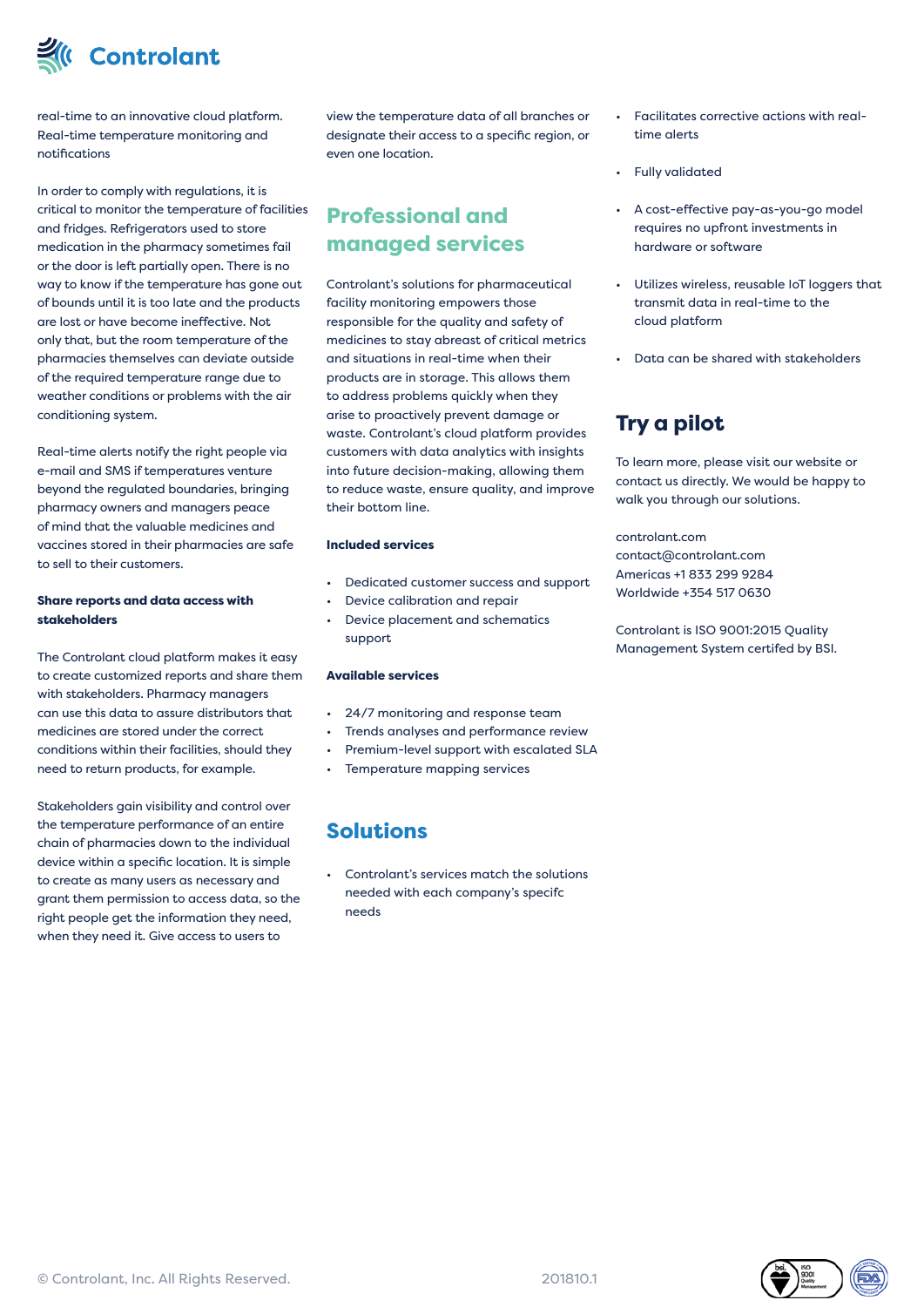real-time to an innovative cloud platform. Real-time temperature monitoring and notifications

In order to comply with regulations, it is critical to monitor the temperature of facilities and fridges. Refrigerators used to store medication in the pharmacy sometimes fail or the door is left partially open. There is no way to know if the temperature has gone out of bounds until it is too late and the products are lost or have become ineffective. Not only that, but the room temperature of the pharmacies themselves can deviate outside of the required temperature range due to weather conditions or problems with the air conditioning system.

Real-time alerts notify the right people via e-mail and SMS if temperatures venture beyond the regulated boundaries, bringing pharmacy owners and managers peace of mind that the valuable medicines and vaccines stored in their pharmacies are safe to sell to their customers.

**Share reports and data access with stakeholders**

The Controlant cloud platform makes it easy to create customized reports and share them with stakeholders. Pharmacy managers can use this data to assure distributors that medicines are stored under the correct conditions within their facilities, should they need to return products, for example.

Stakeholders gain visibility and control over the temperature performance of an entire chain of pharmacies down to the individual device within a specific location. It is simple to create as many users as necessary and grant them permission to access data, so the right people get the information they need, when they need it. Give access to users to view the temperature data of all branches or designate their access to a specific region, or even one location.

## Professional and managed services

Controlant's solutions for pharmaceutical facility monitoring empowers those responsible for the quality and safety of medicines to stay abreast of critical metrics and situations in real-time when their products are in storage. This allows them to address problems quickly when they arise to proactively prevent damage or waste. Controlant's cloud platform provides customers with data analytics with insights into future decision-making, allowing them to reduce waste, ensure quality, and improve their bottom line.

**Included services**

- Dedicated customer success and support
- Device calibration and repair
- Device placement and schematics support

**Available services**

- 24/7 monitoring and response team
- Trends analyses and performance review
- Premium-level support with escalated SLA
- Temperature mapping services

## Solutions

- Controlant's services match the solutions needed with each company's specifc needs
- Facilitates corrective actions with real-time alerts
- Fully validated
- A cost-effective pay-as-you-go model requires no upfront investments in hardware or software
- Utilizes wireless, reusable IoT loggers that transmit data in real-time to the cloud platform
- Data can be shared with stakeholders

## Try a pilot

To learn more, please visit our website or contact us directly. We would be happy to walk you through our solutions.

controlant.com
contact@controlant.com
Americas +1 833 299 9284
Worldwide +354 517 0630

Controlant is ISO 9001:2015 Quality Management System certifed by BSI.

© Controlant, Inc. All Rights Reserved. 201810.1